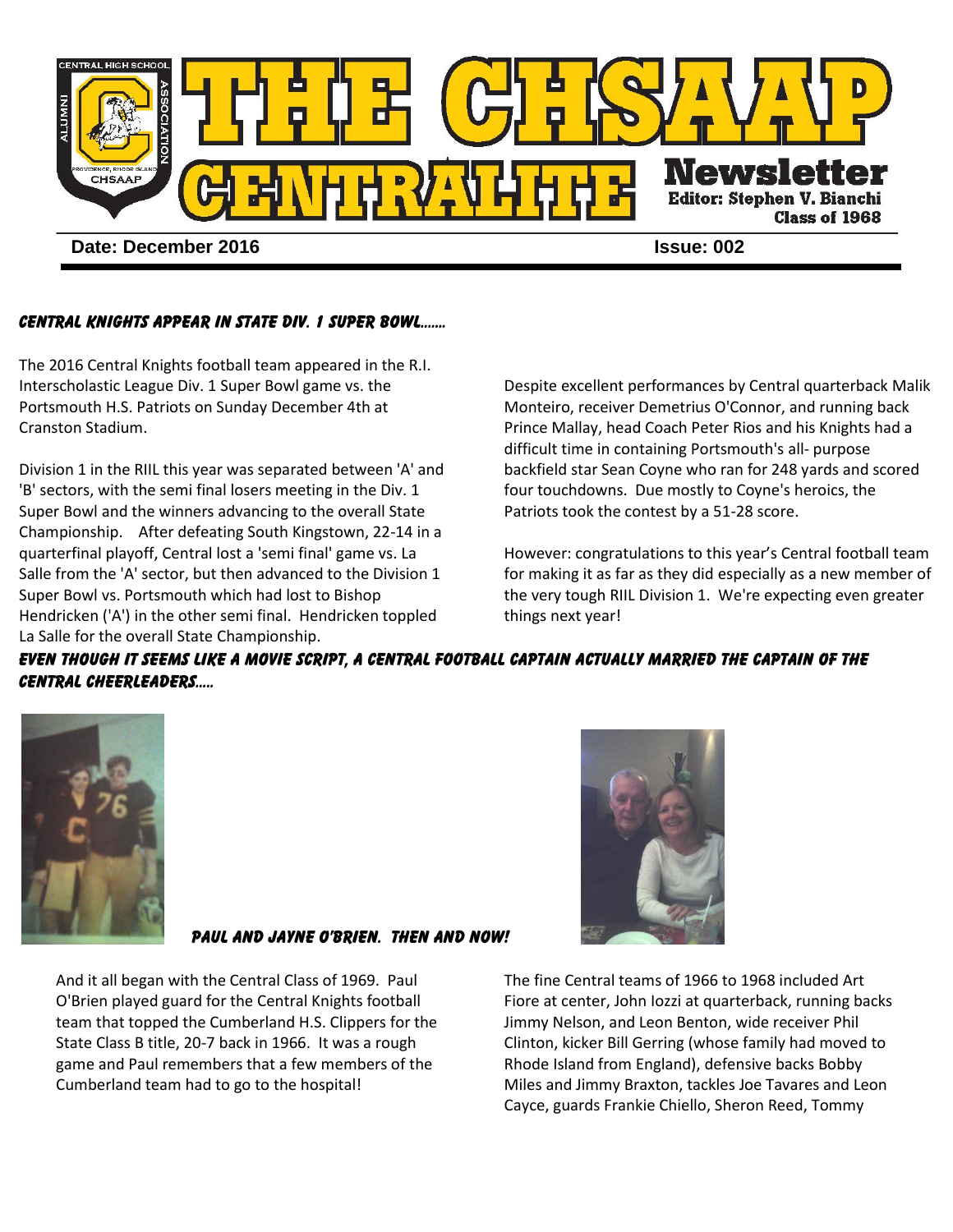# THE CHSAAP CENTRALITE Newsletter

**Editor: Stephen V. Bianchi**
**Class of 1968**

**Date: December 2016** **Issue: 002**

---

### *CENTRAL KNIGHTS APPEAR IN STATE DIV. 1 SUPER BOWL.......*

The 2016 Central Knights football team appeared in the R.I. Interscholastic League Div. 1 Super Bowl game vs. the Portsmouth H.S. Patriots on Sunday December 4th at Cranston Stadium.

Division 1 in the RIIL this year was separated between 'A' and 'B' sectors, with the semi final losers meeting in the Div. 1 Super Bowl and the winners advancing to the overall State Championship. After defeating South Kingstown, 22-14 in a quarterfinal playoff, Central lost a 'semi final' game vs. La Salle from the 'A' sector, but then advanced to the Division 1 Super Bowl vs. Portsmouth which had lost to Bishop Hendricken ('A') in the other semi final. Hendricken toppled La Salle for the overall State Championship.

Despite excellent performances by Central quarterback Malik Monteiro, receiver Demetrius O'Connor, and running back Prince Mallay, head Coach Peter Rios and his Knights had a difficult time in containing Portsmouth's all- purpose backfield star Sean Coyne who ran for 248 yards and scored four touchdowns. Due mostly to Coyne's heroics, the Patriots took the contest by a 51-28 score.

However: congratulations to this year's Central football team for making it as far as they did especially as a new member of the very tough RIIL Division 1. We're expecting even greater things next year!

### *EVEN THOUGH IT SEEMS LIKE A MOVIE SCRIPT, A CENTRAL FOOTBALL CAPTAIN ACTUALLY MARRIED THE CAPTAIN OF THE CENTRAL CHEERLEADERS.....*

*PAUL AND JAYNE O'BRIEN. THEN AND NOW!*

And it all began with the Central Class of 1969. Paul O'Brien played guard for the Central Knights football team that topped the Cumberland H.S. Clippers for the State Class B title, 20-7 back in 1966. It was a rough game and Paul remembers that a few members of the Cumberland team had to go to the hospital!

The fine Central teams of 1966 to 1968 included Art Fiore at center, John Iozzi at quarterback, running backs Jimmy Nelson, and Leon Benton, wide receiver Phil Clinton, kicker Bill Gerring (whose family had moved to Rhode Island from England), defensive backs Bobby Miles and Jimmy Braxton, tackles Joe Tavares and Leon Cayce, guards Frankie Chiello, Sheron Reed, Tommy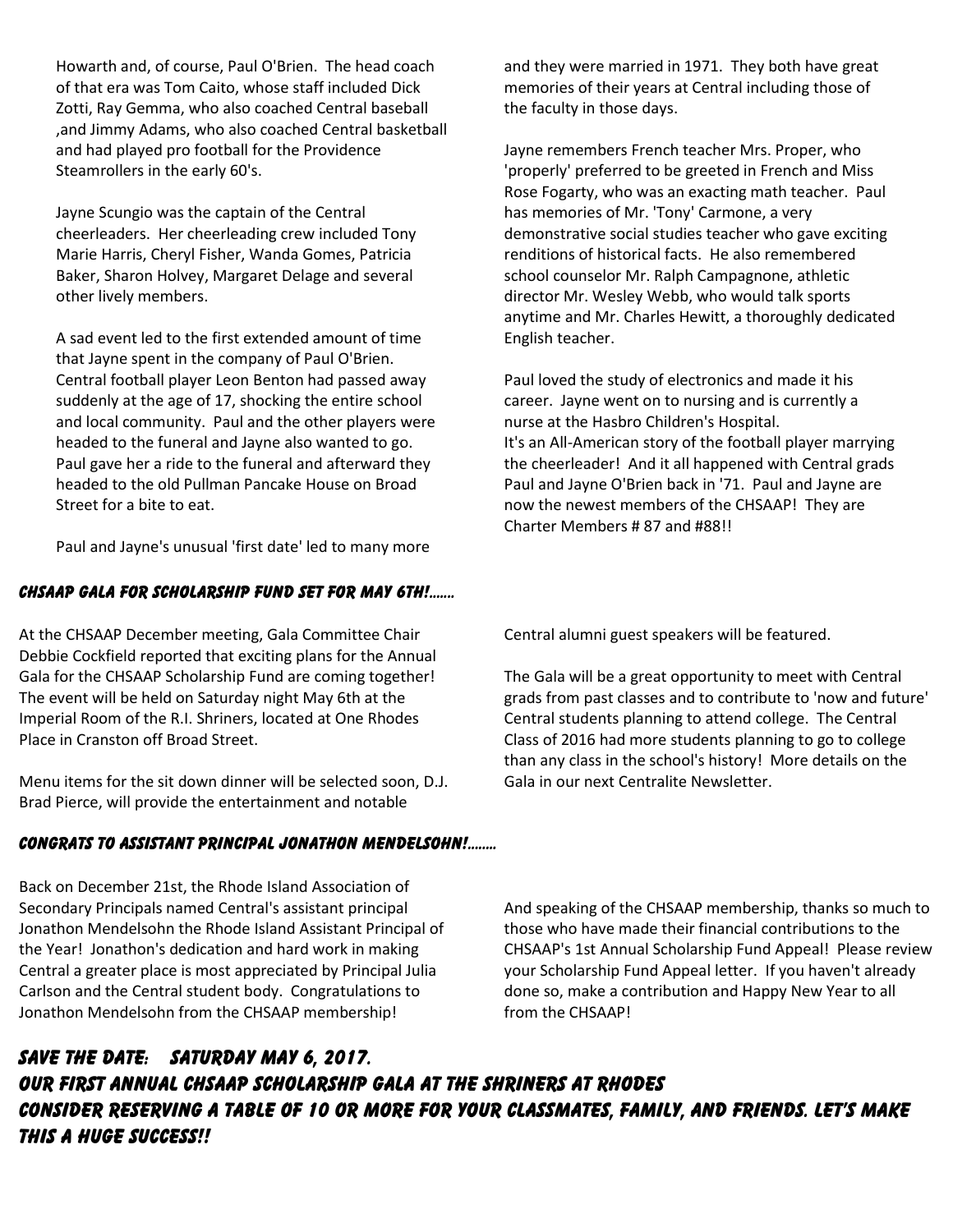Howarth and, of course, Paul O'Brien. The head coach of that era was Tom Caito, whose staff included Dick Zotti, Ray Gemma, who also coached Central baseball ,and Jimmy Adams, who also coached Central basketball and had played pro football for the Providence Steamrollers in the early 60's.

Jayne Scungio was the captain of the Central cheerleaders. Her cheerleading crew included Tony Marie Harris, Cheryl Fisher, Wanda Gomes, Patricia Baker, Sharon Holvey, Margaret Delage and several other lively members.

A sad event led to the first extended amount of time that Jayne spent in the company of Paul O'Brien. Central football player Leon Benton had passed away suddenly at the age of 17, shocking the entire school and local community. Paul and the other players were headed to the funeral and Jayne also wanted to go. Paul gave her a ride to the funeral and afterward they headed to the old Pullman Pancake House on Broad Street for a bite to eat.

Paul and Jayne's unusual 'first date' led to many more and they were married in 1971. They both have great memories of their years at Central including those of the faculty in those days.

Jayne remembers French teacher Mrs. Proper, who 'properly' preferred to be greeted in French and Miss Rose Fogarty, who was an exacting math teacher. Paul has memories of Mr. 'Tony' Carmone, a very demonstrative social studies teacher who gave exciting renditions of historical facts. He also remembered school counselor Mr. Ralph Campagnone, athletic director Mr. Wesley Webb, who would talk sports anytime and Mr. Charles Hewitt, a thoroughly dedicated English teacher.

Paul loved the study of electronics and made it his career. Jayne went on to nursing and is currently a nurse at the Hasbro Children's Hospital.
It's an All-American story of the football player marrying the cheerleader! And it all happened with Central grads Paul and Jayne O'Brien back in '71. Paul and Jayne are now the newest members of the CHSAAP! They are Charter Members # 87 and #88!!

## CHSAAP GALA FOR SCHOLARSHIP FUND SET FOR MAY 6TH!.......

At the CHSAAP December meeting, Gala Committee Chair Debbie Cockfield reported that exciting plans for the Annual Gala for the CHSAAP Scholarship Fund are coming together! The event will be held on Saturday night May 6th at the Imperial Room of the R.I. Shriners, located at One Rhodes Place in Cranston off Broad Street.

Menu items for the sit down dinner will be selected soon, D.J. Brad Pierce, will provide the entertainment and notable Central alumni guest speakers will be featured.

The Gala will be a great opportunity to meet with Central grads from past classes and to contribute to 'now and future' Central students planning to attend college. The Central Class of 2016 had more students planning to go to college than any class in the school's history! More details on the Gala in our next Centralite Newsletter.

## CONGRATS TO ASSISTANT PRINCIPAL JONATHON MENDELSOHN!........

Back on December 21st, the Rhode Island Association of Secondary Principals named Central's assistant principal Jonathon Mendelsohn the Rhode Island Assistant Principal of the Year! Jonathon's dedication and hard work in making Central a greater place is most appreciated by Principal Julia Carlson and the Central student body. Congratulations to Jonathon Mendelsohn from the CHSAAP membership!

And speaking of the CHSAAP membership, thanks so much to those who have made their financial contributions to the CHSAAP's 1st Annual Scholarship Fund Appeal! Please review your Scholarship Fund Appeal letter. If you haven't already done so, make a contribution and Happy New Year to all from the CHSAAP!

## SAVE THE DATE: SATURDAY MAY 6, 2017.
## OUR FIRST ANNUAL CHSAAP SCHOLARSHIP GALA AT THE SHRINERS AT RHODES
## CONSIDER RESERVING A TABLE OF 10 OR MORE FOR YOUR CLASSMATES, FAMILY, AND FRIENDS. LET'S MAKE THIS A HUGE SUCCESS!!